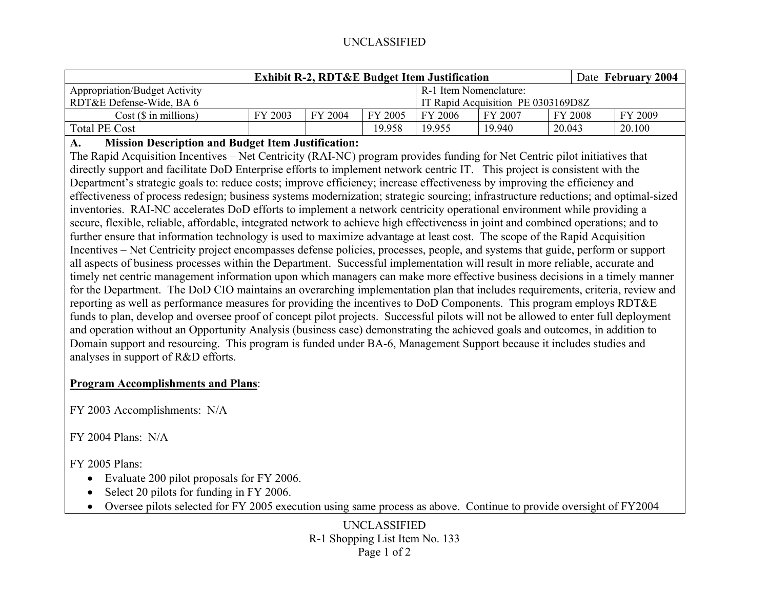UNCLASSIFIED

| Exhibit R-2, RDT&E Budget Item Justification | | | | Date **February 2004** | | | |
|---|---|---|---|---|---|---|---|
| Appropriation/Budget Activity<br>RDT&E Defense-Wide, BA 6 | | | | R-1 Item Nomenclature:<br>IT Rapid Acquisition PE 0303169D8Z | | | |
| Cost ($ in millions) | FY 2003 | FY 2004 | FY 2005 | FY 2006 | FY 2007 | FY 2008 | FY 2009 |
| Total PE Cost | | | 19.958 | 19.955 | 19.940 | 20.043 | 20.100 |

**A. Mission Description and Budget Item Justification:**

The Rapid Acquisition Incentives – Net Centricity (RAI-NC) program provides funding for Net Centric pilot initiatives that directly support and facilitate DoD Enterprise efforts to implement network centric IT. This project is consistent with the Department's strategic goals to: reduce costs; improve efficiency; increase effectiveness by improving the efficiency and effectiveness of process redesign; business systems modernization; strategic sourcing; infrastructure reductions; and optimal-sized inventories. RAI-NC accelerates DoD efforts to implement a network centricity operational environment while providing a secure, flexible, reliable, affordable, integrated network to achieve high effectiveness in joint and combined operations; and to further ensure that information technology is used to maximize advantage at least cost. The scope of the Rapid Acquisition Incentives – Net Centricity project encompasses defense policies, processes, people, and systems that guide, perform or support all aspects of business processes within the Department. Successful implementation will result in more reliable, accurate and timely net centric management information upon which managers can make more effective business decisions in a timely manner for the Department. The DoD CIO maintains an overarching implementation plan that includes requirements, criteria, review and reporting as well as performance measures for providing the incentives to DoD Components. This program employs RDT&E funds to plan, develop and oversee proof of concept pilot projects. Successful pilots will not be allowed to enter full deployment and operation without an Opportunity Analysis (business case) demonstrating the achieved goals and outcomes, in addition to Domain support and resourcing. This program is funded under BA-6, Management Support because it includes studies and analyses in support of R&D efforts.

**<u>Program Accomplishments and Plans</u>**:

FY 2003 Accomplishments: N/A

FY 2004 Plans: N/A

FY 2005 Plans:

- Evaluate 200 pilot proposals for FY 2006.
- Select 20 pilots for funding in FY 2006.
- Oversee pilots selected for FY 2005 execution using same process as above. Continue to provide oversight of FY2004

UNCLASSIFIED
R-1 Shopping List Item No. 133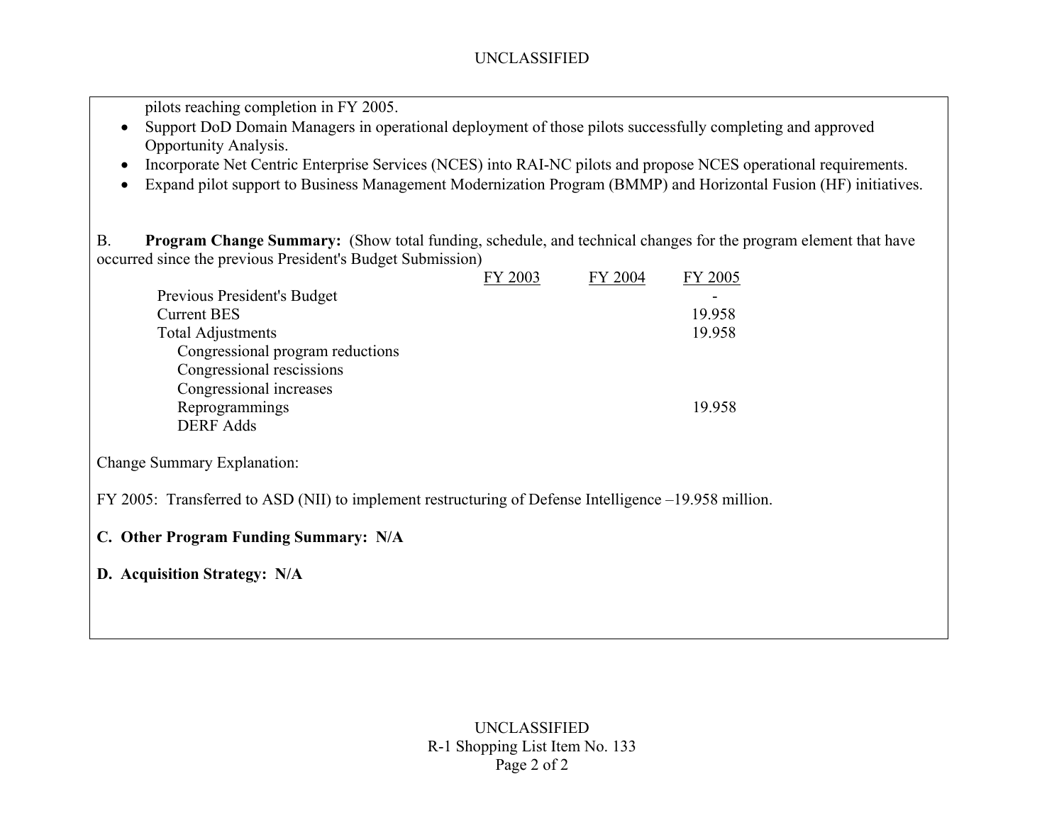pilots reaching completion in FY 2005.

- Support DoD Domain Managers in operational deployment of those pilots successfully completing and approved Opportunity Analysis.
- Incorporate Net Centric Enterprise Services (NCES) into RAI-NC pilots and propose NCES operational requirements.
- Expand pilot support to Business Management Modernization Program (BMMP) and Horizontal Fusion (HF) initiatives.

B. **Program Change Summary:** (Show total funding, schedule, and technical changes for the program element that have occurred since the previous President's Budget Submission)

| | FY 2003 | FY 2004 | FY 2005 |
|---|---|---|---|
| Previous President's Budget | | | - |
| Current BES | | | 19.958 |
| Total Adjustments | | | 19.958 |
| Congressional program reductions | | | |
| Congressional rescissions | | | |
| Congressional increases | | | |
| Reprogrammings | | | 19.958 |
| DERF Adds | | | |

Change Summary Explanation:

FY 2005: Transferred to ASD (NII) to implement restructuring of Defense Intelligence –19.958 million.

**C. Other Program Funding Summary: N/A**

**D. Acquisition Strategy: N/A**

R-1 Shopping List Item No. 133